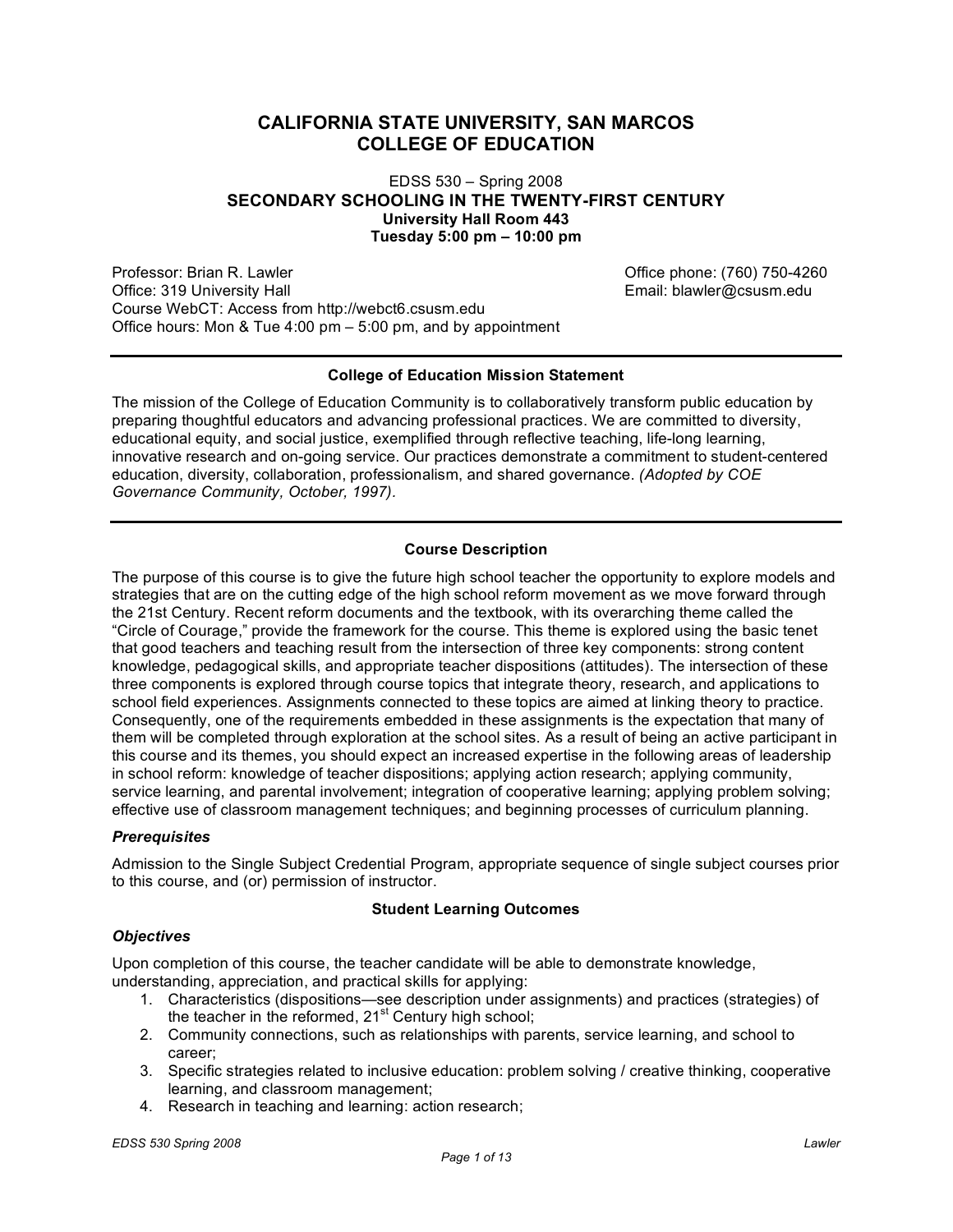# CALIFORNIA STATE UNIVERSITY, SAN MARCOS
# COLLEGE OF EDUCATION

EDSS 530 – Spring 2008

## SECONDARY SCHOOLING IN THE TWENTY-FIRST CENTURY

**University Hall Room 443**
**Tuesday 5:00 pm – 10:00 pm**

Professor: Brian R. Lawler
Office: 319 University Hall
Course WebCT: Access from http://webct6.csusm.edu
Office hours: Mon & Tue 4:00 pm – 5:00 pm, and by appointment

Office phone: (760) 750-4260
Email: blawler@csusm.edu

---

### College of Education Mission Statement

The mission of the College of Education Community is to collaboratively transform public education by preparing thoughtful educators and advancing professional practices. We are committed to diversity, educational equity, and social justice, exemplified through reflective teaching, life-long learning, innovative research and on-going service. Our practices demonstrate a commitment to student-centered education, diversity, collaboration, professionalism, and shared governance. *(Adopted by COE Governance Community, October, 1997).*

---

### Course Description

The purpose of this course is to give the future high school teacher the opportunity to explore models and strategies that are on the cutting edge of the high school reform movement as we move forward through the 21st Century. Recent reform documents and the textbook, with its overarching theme called the "Circle of Courage," provide the framework for the course. This theme is explored using the basic tenet that good teachers and teaching result from the intersection of three key components: strong content knowledge, pedagogical skills, and appropriate teacher dispositions (attitudes). The intersection of these three components is explored through course topics that integrate theory, research, and applications to school field experiences. Assignments connected to these topics are aimed at linking theory to practice. Consequently, one of the requirements embedded in these assignments is the expectation that many of them will be completed through exploration at the school sites. As a result of being an active participant in this course and its themes, you should expect an increased expertise in the following areas of leadership in school reform: knowledge of teacher dispositions; applying action research; applying community, service learning, and parental involvement; integration of cooperative learning; applying problem solving; effective use of classroom management techniques; and beginning processes of curriculum planning.

#### *Prerequisites*

Admission to the Single Subject Credential Program, appropriate sequence of single subject courses prior to this course, and (or) permission of instructor.

### Student Learning Outcomes

#### *Objectives*

Upon completion of this course, the teacher candidate will be able to demonstrate knowledge, understanding, appreciation, and practical skills for applying:

1. Characteristics (dispositions—see description under assignments) and practices (strategies) of the teacher in the reformed, 21st Century high school;
2. Community connections, such as relationships with parents, service learning, and school to career;
3. Specific strategies related to inclusive education: problem solving / creative thinking, cooperative learning, and classroom management;
4. Research in teaching and learning: action research;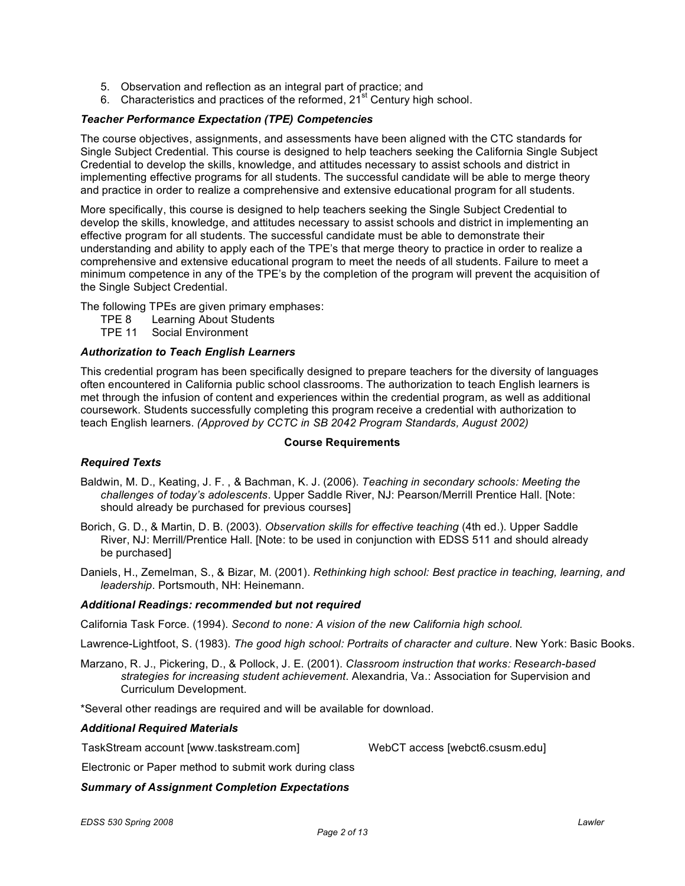5. Observation and reflection as an integral part of practice; and
6. Characteristics and practices of the reformed, 21st Century high school.

### *Teacher Performance Expectation (TPE) Competencies*

The course objectives, assignments, and assessments have been aligned with the CTC standards for Single Subject Credential. This course is designed to help teachers seeking the California Single Subject Credential to develop the skills, knowledge, and attitudes necessary to assist schools and district in implementing effective programs for all students. The successful candidate will be able to merge theory and practice in order to realize a comprehensive and extensive educational program for all students.

More specifically, this course is designed to help teachers seeking the Single Subject Credential to develop the skills, knowledge, and attitudes necessary to assist schools and district in implementing an effective program for all students. The successful candidate must be able to demonstrate their understanding and ability to apply each of the TPE's that merge theory to practice in order to realize a comprehensive and extensive educational program to meet the needs of all students. Failure to meet a minimum competence in any of the TPE's by the completion of the program will prevent the acquisition of the Single Subject Credential.

The following TPEs are given primary emphases:

- TPE 8 Learning About Students
- TPE 11 Social Environment

### *Authorization to Teach English Learners*

This credential program has been specifically designed to prepare teachers for the diversity of languages often encountered in California public school classrooms. The authorization to teach English learners is met through the infusion of content and experiences within the credential program, as well as additional coursework. Students successfully completing this program receive a credential with authorization to teach English learners. *(Approved by CCTC in SB 2042 Program Standards, August 2002)*

## Course Requirements

### *Required Texts*

Baldwin, M. D., Keating, J. F. , & Bachman, K. J. (2006). *Teaching in secondary schools: Meeting the challenges of today's adolescents*. Upper Saddle River, NJ: Pearson/Merrill Prentice Hall. [Note: should already be purchased for previous courses]

Borich, G. D., & Martin, D. B. (2003). *Observation skills for effective teaching* (4th ed.). Upper Saddle River, NJ: Merrill/Prentice Hall. [Note: to be used in conjunction with EDSS 511 and should already be purchased]

Daniels, H., Zemelman, S., & Bizar, M. (2001). *Rethinking high school: Best practice in teaching, learning, and leadership*. Portsmouth, NH: Heinemann.

### *Additional Readings: recommended but not required*

California Task Force. (1994). *Second to none: A vision of the new California high school*.

Lawrence-Lightfoot, S. (1983). *The good high school: Portraits of character and culture*. New York: Basic Books.

Marzano, R. J., Pickering, D., & Pollock, J. E. (2001). *Classroom instruction that works: Research-based strategies for increasing student achievement*. Alexandria, Va.: Association for Supervision and Curriculum Development.

*Several other readings are required and will be available for download.

### *Additional Required Materials*

TaskStream account [www.taskstream.com] WebCT access [webct6.csusm.edu]

Electronic or Paper method to submit work during class

### *Summary of Assignment Completion Expectations*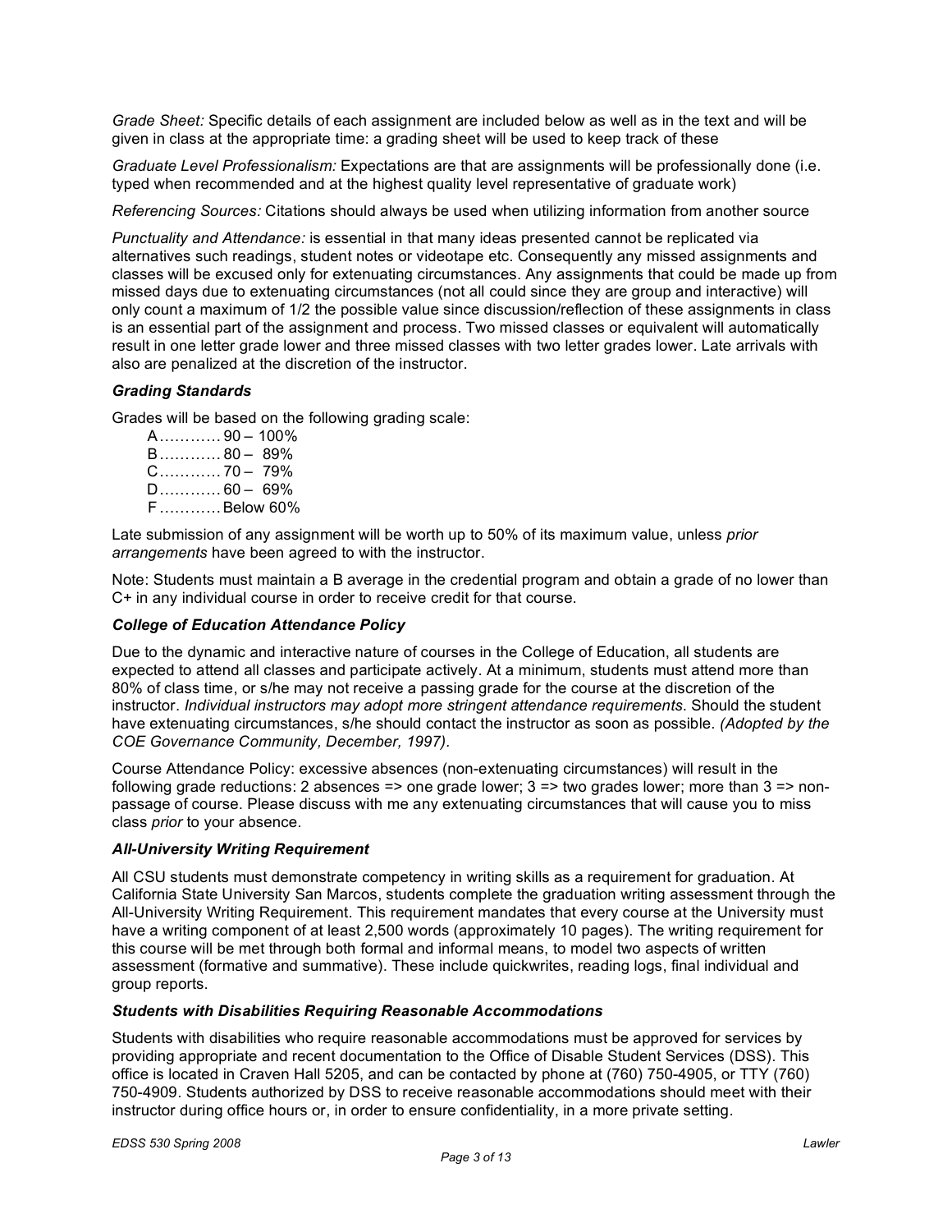*Grade Sheet:* Specific details of each assignment are included below as well as in the text and will be given in class at the appropriate time: a grading sheet will be used to keep track of these

*Graduate Level Professionalism:* Expectations are that are assignments will be professionally done (i.e. typed when recommended and at the highest quality level representative of graduate work)

*Referencing Sources:* Citations should always be used when utilizing information from another source

*Punctuality and Attendance:* is essential in that many ideas presented cannot be replicated via alternatives such readings, student notes or videotape etc. Consequently any missed assignments and classes will be excused only for extenuating circumstances. Any assignments that could be made up from missed days due to extenuating circumstances (not all could since they are group and interactive) will only count a maximum of 1/2 the possible value since discussion/reflection of these assignments in class is an essential part of the assignment and process. Two missed classes or equivalent will automatically result in one letter grade lower and three missed classes with two letter grades lower. Late arrivals with also are penalized at the discretion of the instructor.

### *Grading Standards*

Grades will be based on the following grading scale:

A………… 90 – 100%
B………… 80 – 89%
C………… 70 – 79%
D………… 60 – 69%
F………… Below 60%

Late submission of any assignment will be worth up to 50% of its maximum value, unless *prior arrangements* have been agreed to with the instructor.

Note: Students must maintain a B average in the credential program and obtain a grade of no lower than C+ in any individual course in order to receive credit for that course.

### *College of Education Attendance Policy*

Due to the dynamic and interactive nature of courses in the College of Education, all students are expected to attend all classes and participate actively. At a minimum, students must attend more than 80% of class time, or s/he may not receive a passing grade for the course at the discretion of the instructor. *Individual instructors may adopt more stringent attendance requirements*. Should the student have extenuating circumstances, s/he should contact the instructor as soon as possible. *(Adopted by the COE Governance Community, December, 1997).*

Course Attendance Policy: excessive absences (non-extenuating circumstances) will result in the following grade reductions: 2 absences => one grade lower; 3 => two grades lower; more than 3 => non-passage of course. Please discuss with me any extenuating circumstances that will cause you to miss class *prior* to your absence.

### *All-University Writing Requirement*

All CSU students must demonstrate competency in writing skills as a requirement for graduation. At California State University San Marcos, students complete the graduation writing assessment through the All-University Writing Requirement. This requirement mandates that every course at the University must have a writing component of at least 2,500 words (approximately 10 pages). The writing requirement for this course will be met through both formal and informal means, to model two aspects of written assessment (formative and summative). These include quickwrites, reading logs, final individual and group reports.

### *Students with Disabilities Requiring Reasonable Accommodations*

Students with disabilities who require reasonable accommodations must be approved for services by providing appropriate and recent documentation to the Office of Disable Student Services (DSS). This office is located in Craven Hall 5205, and can be contacted by phone at (760) 750-4905, or TTY (760) 750-4909. Students authorized by DSS to receive reasonable accommodations should meet with their instructor during office hours or, in order to ensure confidentiality, in a more private setting.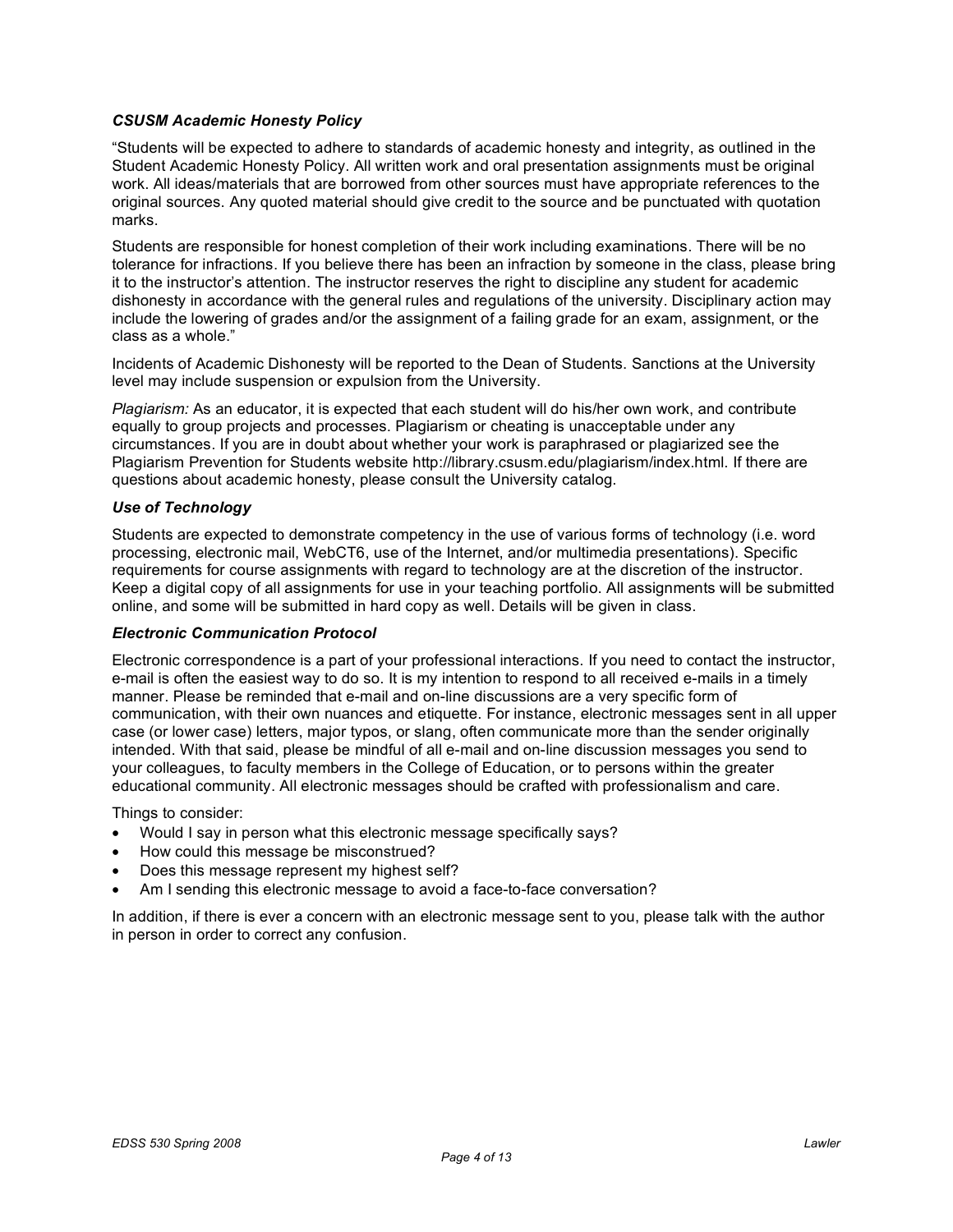### *CSUSM Academic Honesty Policy*

"Students will be expected to adhere to standards of academic honesty and integrity, as outlined in the Student Academic Honesty Policy. All written work and oral presentation assignments must be original work. All ideas/materials that are borrowed from other sources must have appropriate references to the original sources. Any quoted material should give credit to the source and be punctuated with quotation marks.

Students are responsible for honest completion of their work including examinations. There will be no tolerance for infractions. If you believe there has been an infraction by someone in the class, please bring it to the instructor's attention. The instructor reserves the right to discipline any student for academic dishonesty in accordance with the general rules and regulations of the university. Disciplinary action may include the lowering of grades and/or the assignment of a failing grade for an exam, assignment, or the class as a whole."

Incidents of Academic Dishonesty will be reported to the Dean of Students. Sanctions at the University level may include suspension or expulsion from the University.

*Plagiarism:* As an educator, it is expected that each student will do his/her own work, and contribute equally to group projects and processes. Plagiarism or cheating is unacceptable under any circumstances. If you are in doubt about whether your work is paraphrased or plagiarized see the Plagiarism Prevention for Students website http://library.csusm.edu/plagiarism/index.html. If there are questions about academic honesty, please consult the University catalog.

### *Use of Technology*

Students are expected to demonstrate competency in the use of various forms of technology (i.e. word processing, electronic mail, WebCT6, use of the Internet, and/or multimedia presentations). Specific requirements for course assignments with regard to technology are at the discretion of the instructor. Keep a digital copy of all assignments for use in your teaching portfolio. All assignments will be submitted online, and some will be submitted in hard copy as well. Details will be given in class.

### *Electronic Communication Protocol*

Electronic correspondence is a part of your professional interactions. If you need to contact the instructor, e-mail is often the easiest way to do so. It is my intention to respond to all received e-mails in a timely manner. Please be reminded that e-mail and on-line discussions are a very specific form of communication, with their own nuances and etiquette. For instance, electronic messages sent in all upper case (or lower case) letters, major typos, or slang, often communicate more than the sender originally intended. With that said, please be mindful of all e-mail and on-line discussion messages you send to your colleagues, to faculty members in the College of Education, or to persons within the greater educational community. All electronic messages should be crafted with professionalism and care.

Things to consider:

- Would I say in person what this electronic message specifically says?
- How could this message be misconstrued?
- Does this message represent my highest self?
- Am I sending this electronic message to avoid a face-to-face conversation?

In addition, if there is ever a concern with an electronic message sent to you, please talk with the author in person in order to correct any confusion.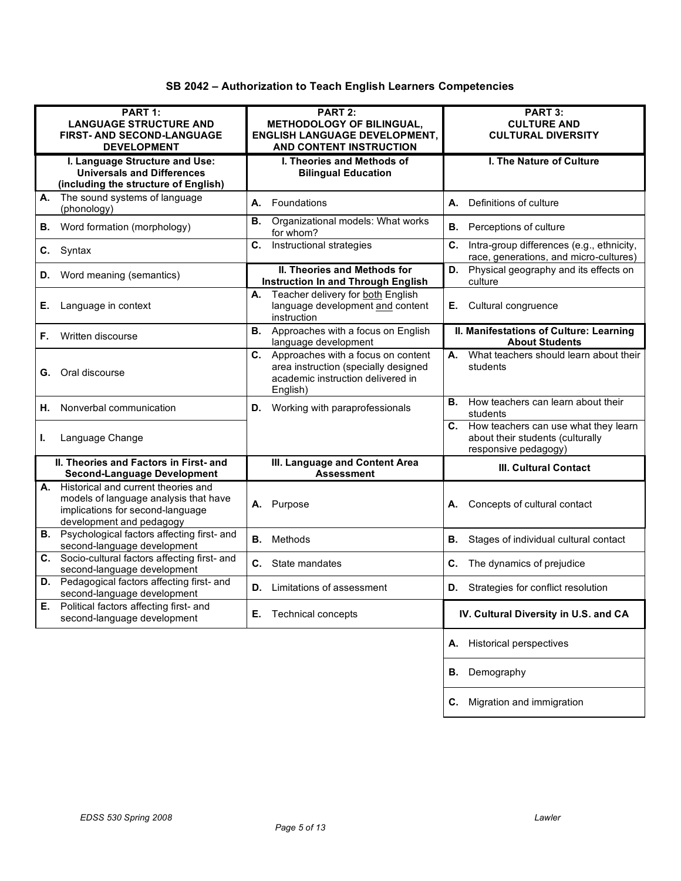# SB 2042 – Authorization to Teach English Learners Competencies

| PART 1: LANGUAGE STRUCTURE AND FIRST- AND SECOND-LANGUAGE DEVELOPMENT | PART 2: METHODOLOGY OF BILINGUAL, ENGLISH LANGUAGE DEVELOPMENT, AND CONTENT INSTRUCTION | PART 3: CULTURE AND CULTURAL DIVERSITY |
|---|---|---|
| **I. Language Structure and Use: Universals and Differences (including the structure of English)** | **I. Theories and Methods of Bilingual Education** | **I. The Nature of Culture** |
| **A.** The sound systems of language (phonology) | **A.** Foundations | **A.** Definitions of culture |
| **B.** Word formation (morphology) | **B.** Organizational models: What works for whom? | **B.** Perceptions of culture |
| **C.** Syntax | **C.** Instructional strategies | **C.** Intra-group differences (e.g., ethnicity, race, generations, and micro-cultures) |
| **D.** Word meaning (semantics) | **II. Theories and Methods for Instruction In and Through English** | **D.** Physical geography and its effects on culture |
| **E.** Language in context | **A.** Teacher delivery for both English language development and content instruction | **E.** Cultural congruence |
| **F.** Written discourse | **B.** Approaches with a focus on English language development | **II. Manifestations of Culture: Learning About Students** |
| **G.** Oral discourse | **C.** Approaches with a focus on content area instruction (specially designed academic instruction delivered in English) | **A.** What teachers should learn about their students |
| **H.** Nonverbal communication | **D.** Working with paraprofessionals | **B.** How teachers can learn about their students |
| **I.** Language Change | | **C.** How teachers can use what they learn about their students (culturally responsive pedagogy) |
| **II. Theories and Factors in First- and Second-Language Development** | **III. Language and Content Area Assessment** | **III. Cultural Contact** |
| **A.** Historical and current theories and models of language analysis that have implications for second-language development and pedagogy | **A.** Purpose | **A.** Concepts of cultural contact |
| **B.** Psychological factors affecting first- and second-language development | **B.** Methods | **B.** Stages of individual cultural contact |
| **C.** Socio-cultural factors affecting first- and second-language development | **C.** State mandates | **C.** The dynamics of prejudice |
| **D.** Pedagogical factors affecting first- and second-language development | **D.** Limitations of assessment | **D.** Strategies for conflict resolution |
| **E.** Political factors affecting first- and second-language development | **E.** Technical concepts | **IV. Cultural Diversity in U.S. and CA** |
| | | **A.** Historical perspectives |
| | | **B.** Demography |
| | | **C.** Migration and immigration |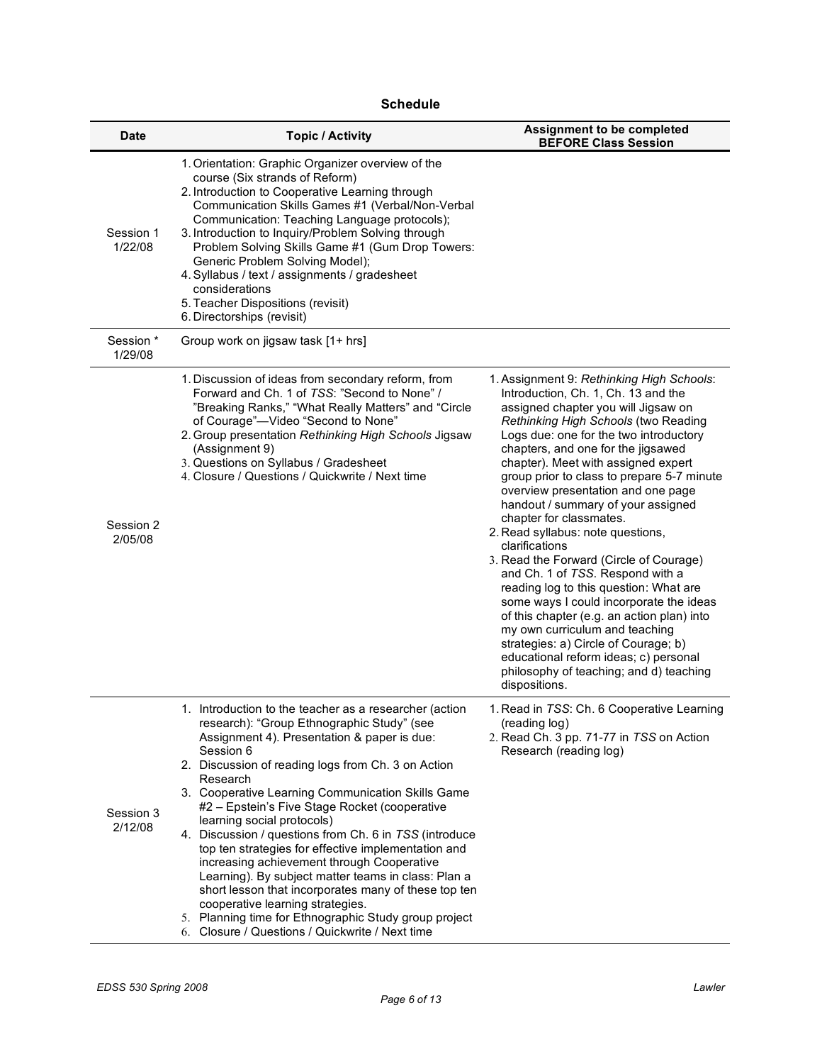**Schedule**

| Date | Topic / Activity | Assignment to be completed **BEFORE Class Session** |
|---|---|---|
| Session 1 1/22/08 | 1. Orientation: Graphic Organizer overview of the course (Six strands of Reform)<br>2. Introduction to Cooperative Learning through Communication Skills Games #1 (Verbal/Non-Verbal Communication: Teaching Language protocols);<br>3. Introduction to Inquiry/Problem Solving through Problem Solving Skills Game #1 (Gum Drop Towers: Generic Problem Solving Model);<br>4. Syllabus / text / assignments / gradesheet considerations<br>5. Teacher Dispositions (revisit)<br>6. Directorships (revisit) | |
| Session * 1/29/08 | Group work on jigsaw task [1+ hrs] | |
| Session 2 2/05/08 | 1. Discussion of ideas from secondary reform, from Forward and Ch. 1 of *TSS*: "Second to None" / "Breaking Ranks," "What Really Matters" and "Circle of Courage"—Video "Second to None"<br>2. Group presentation *Rethinking High Schools* Jigsaw (Assignment 9)<br>3. Questions on Syllabus / Gradesheet<br>4. Closure / Questions / Quickwrite / Next time | 1. Assignment 9: *Rethinking High Schools*: Introduction, Ch. 1, Ch. 13 and the assigned chapter you will Jigsaw on *Rethinking High Schools* (two Reading Logs due: one for the two introductory chapters, and one for the jigsawed chapter). Meet with assigned expert group prior to class to prepare 5-7 minute overview presentation and one page handout / summary of your assigned chapter for classmates.<br>2. Read syllabus: note questions, clarifications<br>3. Read the Forward (Circle of Courage) and Ch. 1 of *TSS*. Respond with a reading log to this question: What are some ways I could incorporate the ideas of this chapter (e.g. an action plan) into my own curriculum and teaching strategies: a) Circle of Courage; b) educational reform ideas; c) personal philosophy of teaching; and d) teaching dispositions. |
| Session 3 2/12/08 | 1. Introduction to the teacher as a researcher (action research): "Group Ethnographic Study" (see Assignment 4). Presentation & paper is due: Session 6<br>2. Discussion of reading logs from Ch. 3 on Action Research<br>3. Cooperative Learning Communication Skills Game #2 – Epstein's Five Stage Rocket (cooperative learning social protocols)<br>4. Discussion / questions from Ch. 6 in *TSS* (introduce top ten strategies for effective implementation and increasing achievement through Cooperative Learning). By subject matter teams in class: Plan a short lesson that incorporates many of these top ten cooperative learning strategies.<br>5. Planning time for Ethnographic Study group project<br>6. Closure / Questions / Quickwrite / Next time | 1. Read in *TSS*: Ch. 6 Cooperative Learning (reading log)<br>2. Read Ch. 3 pp. 71-77 in *TSS* on Action Research (reading log) |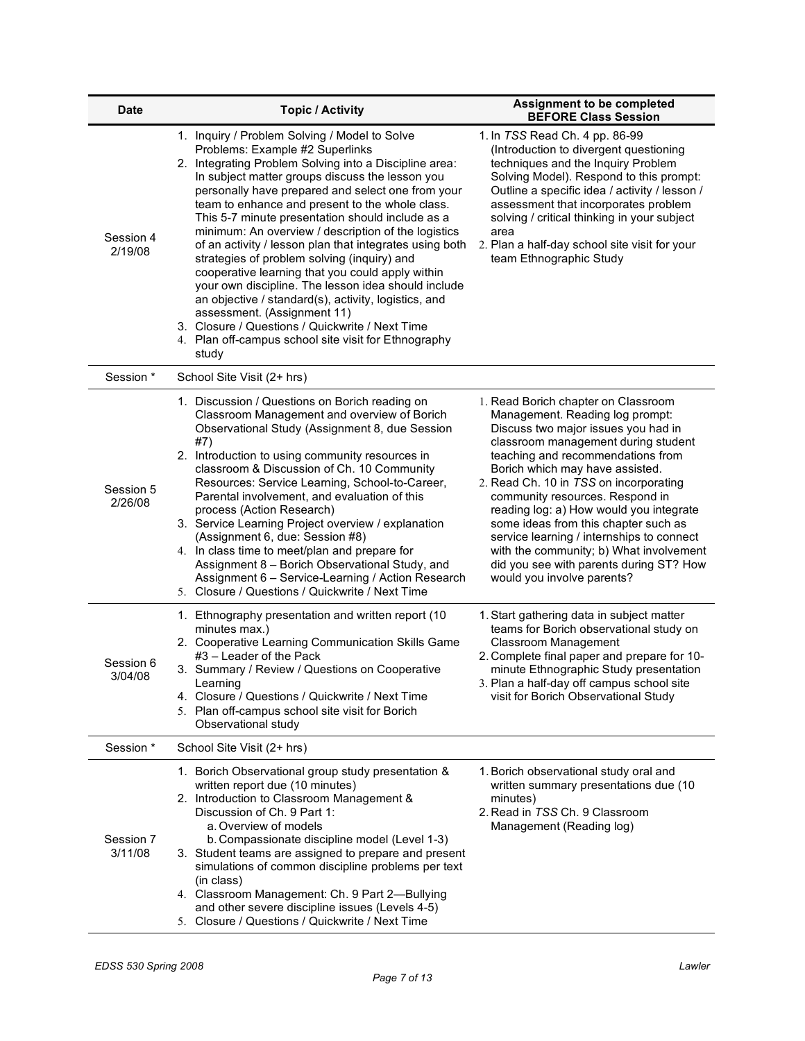| Date | Topic / Activity | Assignment to be completed BEFORE Class Session |
|---|---|---|
| Session 4 2/19/08 | 1. Inquiry / Problem Solving / Model to Solve Problems: Example #2 Superlinks<br>2. Integrating Problem Solving into a Discipline area: In subject matter groups discuss the lesson you personally have prepared and select one from your team to enhance and present to the whole class. This 5-7 minute presentation should include as a minimum: An overview / description of the logistics of an activity / lesson plan that integrates using both strategies of problem solving (inquiry) and cooperative learning that you could apply within your own discipline. The lesson idea should include an objective / standard(s), activity, logistics, and assessment. (Assignment 11)<br>3. Closure / Questions / Quickwrite / Next Time<br>4. Plan off-campus school site visit for Ethnography study | 1. In *TSS* Read Ch. 4 pp. 86-99 (Introduction to divergent questioning techniques and the Inquiry Problem Solving Model). Respond to this prompt: Outline a specific idea / activity / lesson / assessment that incorporates problem solving / critical thinking in your subject area<br>2. Plan a half-day school site visit for your team Ethnographic Study |
| Session * | School Site Visit (2+ hrs) | |
| Session 5 2/26/08 | 1. Discussion / Questions on Borich reading on Classroom Management and overview of Borich Observational Study (Assignment 8, due Session #7)<br>2. Introduction to using community resources in classroom & Discussion of Ch. 10 Community Resources: Service Learning, School-to-Career, Parental involvement, and evaluation of this process (Action Research)<br>3. Service Learning Project overview / explanation (Assignment 6, due: Session #8)<br>4. In class time to meet/plan and prepare for Assignment 8 – Borich Observational Study, and Assignment 6 – Service-Learning / Action Research<br>5. Closure / Questions / Quickwrite / Next Time | 1. Read Borich chapter on Classroom Management. Reading log prompt: Discuss two major issues you had in classroom management during student teaching and recommendations from Borich which may have assisted.<br>2. Read Ch. 10 in *TSS* on incorporating community resources. Respond in reading log: a) How would you integrate some ideas from this chapter such as service learning / internships to connect with the community; b) What involvement did you see with parents during ST? How would you involve parents? |
| Session 6 3/04/08 | 1. Ethnography presentation and written report (10 minutes max.)<br>2. Cooperative Learning Communication Skills Game #3 – Leader of the Pack<br>3. Summary / Review / Questions on Cooperative Learning<br>4. Closure / Questions / Quickwrite / Next Time<br>5. Plan off-campus school site visit for Borich Observational study | 1. Start gathering data in subject matter teams for Borich observational study on Classroom Management<br>2. Complete final paper and prepare for 10-minute Ethnographic Study presentation<br>3. Plan a half-day off campus school site visit for Borich Observational Study |
| Session * | School Site Visit (2+ hrs) | |
| Session 7 3/11/08 | 1. Borich Observational group study presentation & written report due (10 minutes)<br>2. Introduction to Classroom Management & Discussion of Ch. 9 Part 1:<br>a. Overview of models<br>b. Compassionate discipline model (Level 1-3)<br>3. Student teams are assigned to prepare and present simulations of common discipline problems per text (in class)<br>4. Classroom Management: Ch. 9 Part 2—Bullying and other severe discipline issues (Levels 4-5)<br>5. Closure / Questions / Quickwrite / Next Time | 1. Borich observational study oral and written summary presentations due (10 minutes)<br>2. Read in *TSS* Ch. 9 Classroom Management (Reading log) |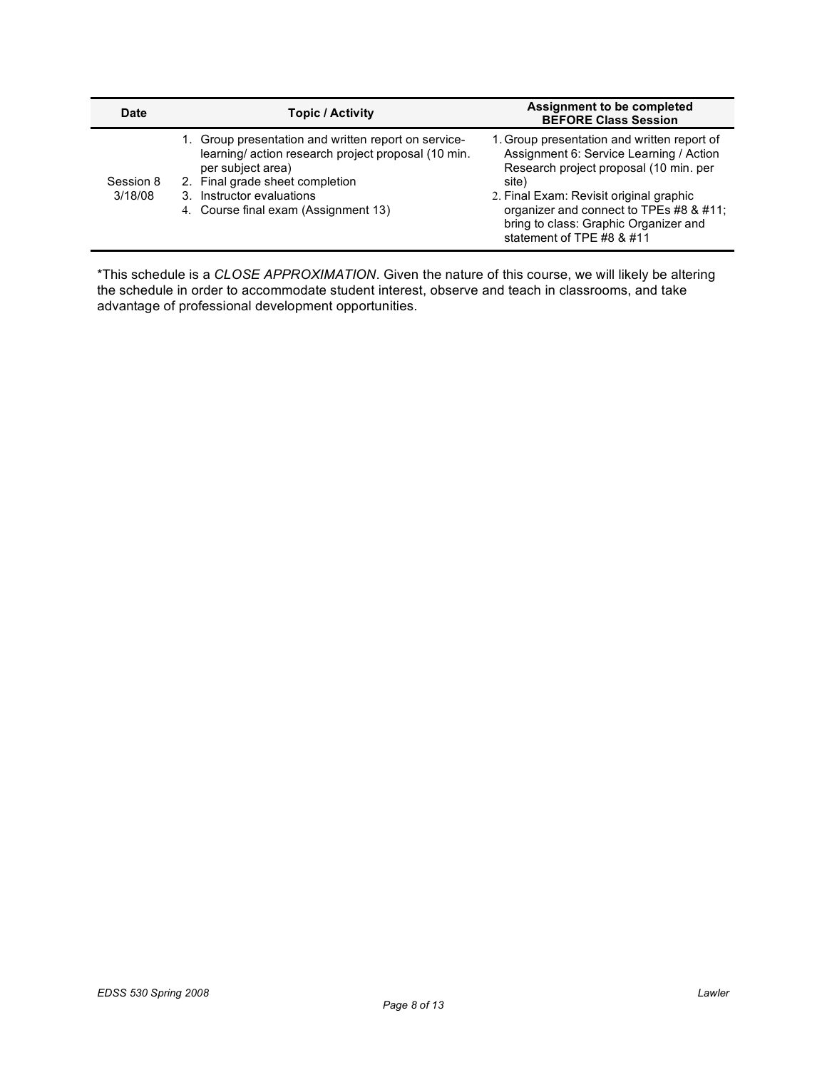| Date | Topic / Activity | Assignment to be completed BEFORE Class Session |
| --- | --- | --- |
| Session 8 3/18/08 | 1. Group presentation and written report on service-learning/ action research project proposal (10 min. per subject area)<br>2. Final grade sheet completion<br>3. Instructor evaluations<br>4. Course final exam (Assignment 13) | 1. Group presentation and written report of Assignment 6: Service Learning / Action Research project proposal (10 min. per site)<br>2. Final Exam: Revisit original graphic organizer and connect to TPEs #8 & #11; bring to class: Graphic Organizer and statement of TPE #8 & #11 |

*This schedule is a *CLOSE APPROXIMATION*. Given the nature of this course, we will likely be altering the schedule in order to accommodate student interest, observe and teach in classrooms, and take advantage of professional development opportunities.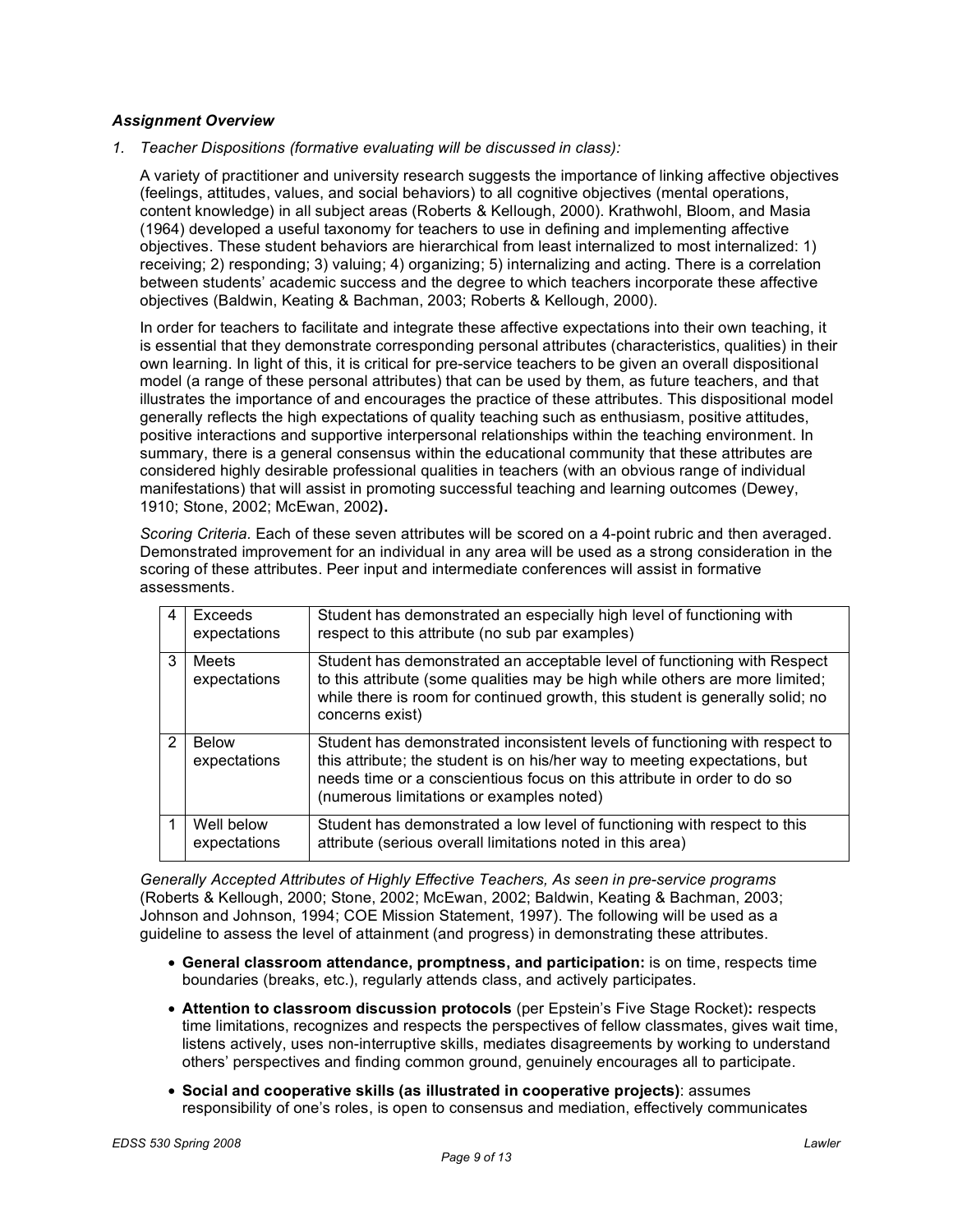***Assignment Overview***

1. *Teacher Dispositions (formative evaluating will be discussed in class):*

   A variety of practitioner and university research suggests the importance of linking affective objectives (feelings, attitudes, values, and social behaviors) to all cognitive objectives (mental operations, content knowledge) in all subject areas (Roberts & Kellough, 2000). Krathwohl, Bloom, and Masia (1964) developed a useful taxonomy for teachers to use in defining and implementing affective objectives. These student behaviors are hierarchical from least internalized to most internalized: 1) receiving; 2) responding; 3) valuing; 4) organizing; 5) internalizing and acting. There is a correlation between students' academic success and the degree to which teachers incorporate these affective objectives (Baldwin, Keating & Bachman, 2003; Roberts & Kellough, 2000).

   In order for teachers to facilitate and integrate these affective expectations into their own teaching, it is essential that they demonstrate corresponding personal attributes (characteristics, qualities) in their own learning. In light of this, it is critical for pre-service teachers to be given an overall dispositional model (a range of these personal attributes) that can be used by them, as future teachers, and that illustrates the importance of and encourages the practice of these attributes. This dispositional model generally reflects the high expectations of quality teaching such as enthusiasm, positive attitudes, positive interactions and supportive interpersonal relationships within the teaching environment. In summary, there is a general consensus within the educational community that these attributes are considered highly desirable professional qualities in teachers (with an obvious range of individual manifestations) that will assist in promoting successful teaching and learning outcomes (Dewey, 1910; Stone, 2002; McEwan, 2002**).**

   *Scoring Criteria*. Each of these seven attributes will be scored on a 4-point rubric and then averaged. Demonstrated improvement for an individual in any area will be used as a strong consideration in the scoring of these attributes. Peer input and intermediate conferences will assist in formative assessments.

| | | |
|---|---|---|
| 4 | Exceeds expectations | Student has demonstrated an especially high level of functioning with respect to this attribute (no sub par examples) |
| 3 | Meets expectations | Student has demonstrated an acceptable level of functioning with Respect to this attribute (some qualities may be high while others are more limited; while there is room for continued growth, this student is generally solid; no concerns exist) |
| 2 | Below expectations | Student has demonstrated inconsistent levels of functioning with respect to this attribute; the student is on his/her way to meeting expectations, but needs time or a conscientious focus on this attribute in order to do so (numerous limitations or examples noted) |
| 1 | Well below expectations | Student has demonstrated a low level of functioning with respect to this attribute (serious overall limitations noted in this area) |

   *Generally Accepted Attributes of Highly Effective Teachers, As seen in pre-service programs* (Roberts & Kellough, 2000; Stone, 2002; McEwan, 2002; Baldwin, Keating & Bachman, 2003; Johnson and Johnson, 1994; COE Mission Statement, 1997). The following will be used as a guideline to assess the level of attainment (and progress) in demonstrating these attributes.

   - **General classroom attendance, promptness, and participation:** is on time, respects time boundaries (breaks, etc.), regularly attends class, and actively participates.
   - **Attention to classroom discussion protocols** (per Epstein's Five Stage Rocket)**:** respects time limitations, recognizes and respects the perspectives of fellow classmates, gives wait time, listens actively, uses non-interruptive skills, mediates disagreements by working to understand others' perspectives and finding common ground, genuinely encourages all to participate.
   - **Social and cooperative skills (as illustrated in cooperative projects)**: assumes responsibility of one's roles, is open to consensus and mediation, effectively communicates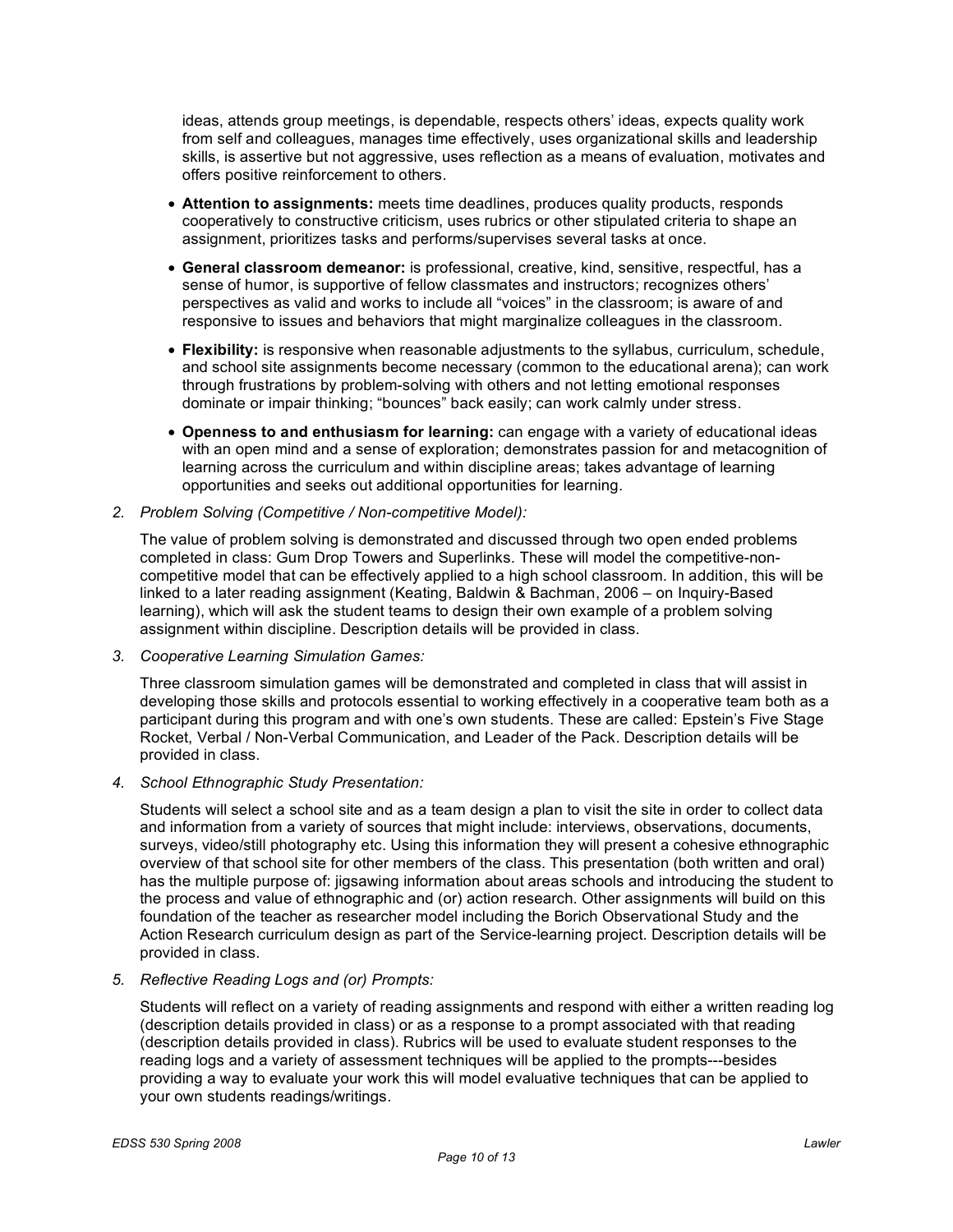ideas, attends group meetings, is dependable, respects others' ideas, expects quality work from self and colleagues, manages time effectively, uses organizational skills and leadership skills, is assertive but not aggressive, uses reflection as a means of evaluation, motivates and offers positive reinforcement to others.

- **Attention to assignments:** meets time deadlines, produces quality products, responds cooperatively to constructive criticism, uses rubrics or other stipulated criteria to shape an assignment, prioritizes tasks and performs/supervises several tasks at once.
- **General classroom demeanor:** is professional, creative, kind, sensitive, respectful, has a sense of humor, is supportive of fellow classmates and instructors; recognizes others' perspectives as valid and works to include all "voices" in the classroom; is aware of and responsive to issues and behaviors that might marginalize colleagues in the classroom.
- **Flexibility:** is responsive when reasonable adjustments to the syllabus, curriculum, schedule, and school site assignments become necessary (common to the educational arena); can work through frustrations by problem-solving with others and not letting emotional responses dominate or impair thinking; "bounces" back easily; can work calmly under stress.
- **Openness to and enthusiasm for learning:** can engage with a variety of educational ideas with an open mind and a sense of exploration; demonstrates passion for and metacognition of learning across the curriculum and within discipline areas; takes advantage of learning opportunities and seeks out additional opportunities for learning.

2. *Problem Solving (Competitive / Non-competitive Model):*

   The value of problem solving is demonstrated and discussed through two open ended problems completed in class: Gum Drop Towers and Superlinks. These will model the competitive-non-competitive model that can be effectively applied to a high school classroom. In addition, this will be linked to a later reading assignment (Keating, Baldwin & Bachman, 2006 – on Inquiry-Based learning), which will ask the student teams to design their own example of a problem solving assignment within discipline. Description details will be provided in class.

3. *Cooperative Learning Simulation Games:*

   Three classroom simulation games will be demonstrated and completed in class that will assist in developing those skills and protocols essential to working effectively in a cooperative team both as a participant during this program and with one's own students. These are called: Epstein's Five Stage Rocket, Verbal / Non-Verbal Communication, and Leader of the Pack. Description details will be provided in class.

4. *School Ethnographic Study Presentation:*

   Students will select a school site and as a team design a plan to visit the site in order to collect data and information from a variety of sources that might include: interviews, observations, documents, surveys, video/still photography etc. Using this information they will present a cohesive ethnographic overview of that school site for other members of the class. This presentation (both written and oral) has the multiple purpose of: jigsawing information about areas schools and introducing the student to the process and value of ethnographic and (or) action research. Other assignments will build on this foundation of the teacher as researcher model including the Borich Observational Study and the Action Research curriculum design as part of the Service-learning project. Description details will be provided in class.

5. *Reflective Reading Logs and (or) Prompts:*

   Students will reflect on a variety of reading assignments and respond with either a written reading log (description details provided in class) or as a response to a prompt associated with that reading (description details provided in class). Rubrics will be used to evaluate student responses to the reading logs and a variety of assessment techniques will be applied to the prompts---besides providing a way to evaluate your work this will model evaluative techniques that can be applied to your own students readings/writings.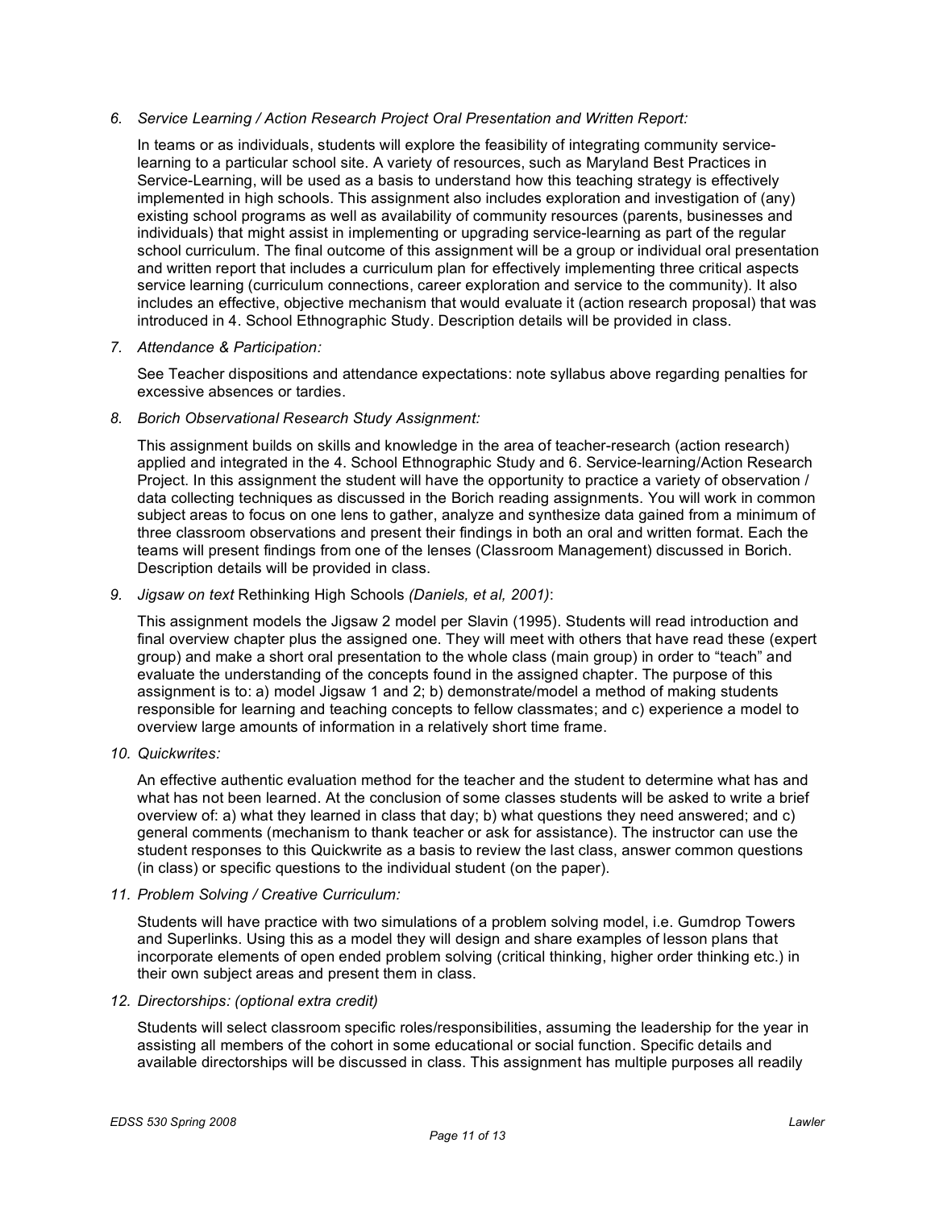6. *Service Learning / Action Research Project Oral Presentation and Written Report:*

   In teams or as individuals, students will explore the feasibility of integrating community service-learning to a particular school site. A variety of resources, such as Maryland Best Practices in Service-Learning, will be used as a basis to understand how this teaching strategy is effectively implemented in high schools. This assignment also includes exploration and investigation of (any) existing school programs as well as availability of community resources (parents, businesses and individuals) that might assist in implementing or upgrading service-learning as part of the regular school curriculum. The final outcome of this assignment will be a group or individual oral presentation and written report that includes a curriculum plan for effectively implementing three critical aspects service learning (curriculum connections, career exploration and service to the community). It also includes an effective, objective mechanism that would evaluate it (action research proposal) that was introduced in 4. School Ethnographic Study. Description details will be provided in class.

7. *Attendance & Participation:*

   See Teacher dispositions and attendance expectations: note syllabus above regarding penalties for excessive absences or tardies.

8. *Borich Observational Research Study Assignment:*

   This assignment builds on skills and knowledge in the area of teacher-research (action research) applied and integrated in the 4. School Ethnographic Study and 6. Service-learning/Action Research Project. In this assignment the student will have the opportunity to practice a variety of observation / data collecting techniques as discussed in the Borich reading assignments. You will work in common subject areas to focus on one lens to gather, analyze and synthesize data gained from a minimum of three classroom observations and present their findings in both an oral and written format. Each the teams will present findings from one of the lenses (Classroom Management) discussed in Borich. Description details will be provided in class.

9. *Jigsaw on text* Rethinking High Schools *(Daniels, et al, 2001)*:

   This assignment models the Jigsaw 2 model per Slavin (1995). Students will read introduction and final overview chapter plus the assigned one. They will meet with others that have read these (expert group) and make a short oral presentation to the whole class (main group) in order to "teach" and evaluate the understanding of the concepts found in the assigned chapter. The purpose of this assignment is to: a) model Jigsaw 1 and 2; b) demonstrate/model a method of making students responsible for learning and teaching concepts to fellow classmates; and c) experience a model to overview large amounts of information in a relatively short time frame.

10. *Quickwrites:*

    An effective authentic evaluation method for the teacher and the student to determine what has and what has not been learned. At the conclusion of some classes students will be asked to write a brief overview of: a) what they learned in class that day; b) what questions they need answered; and c) general comments (mechanism to thank teacher or ask for assistance). The instructor can use the student responses to this Quickwrite as a basis to review the last class, answer common questions (in class) or specific questions to the individual student (on the paper).

11. *Problem Solving / Creative Curriculum:*

    Students will have practice with two simulations of a problem solving model, i.e. Gumdrop Towers and Superlinks. Using this as a model they will design and share examples of lesson plans that incorporate elements of open ended problem solving (critical thinking, higher order thinking etc.) in their own subject areas and present them in class.

12. *Directorships: (optional extra credit)*

    Students will select classroom specific roles/responsibilities, assuming the leadership for the year in assisting all members of the cohort in some educational or social function. Specific details and available directorships will be discussed in class. This assignment has multiple purposes all readily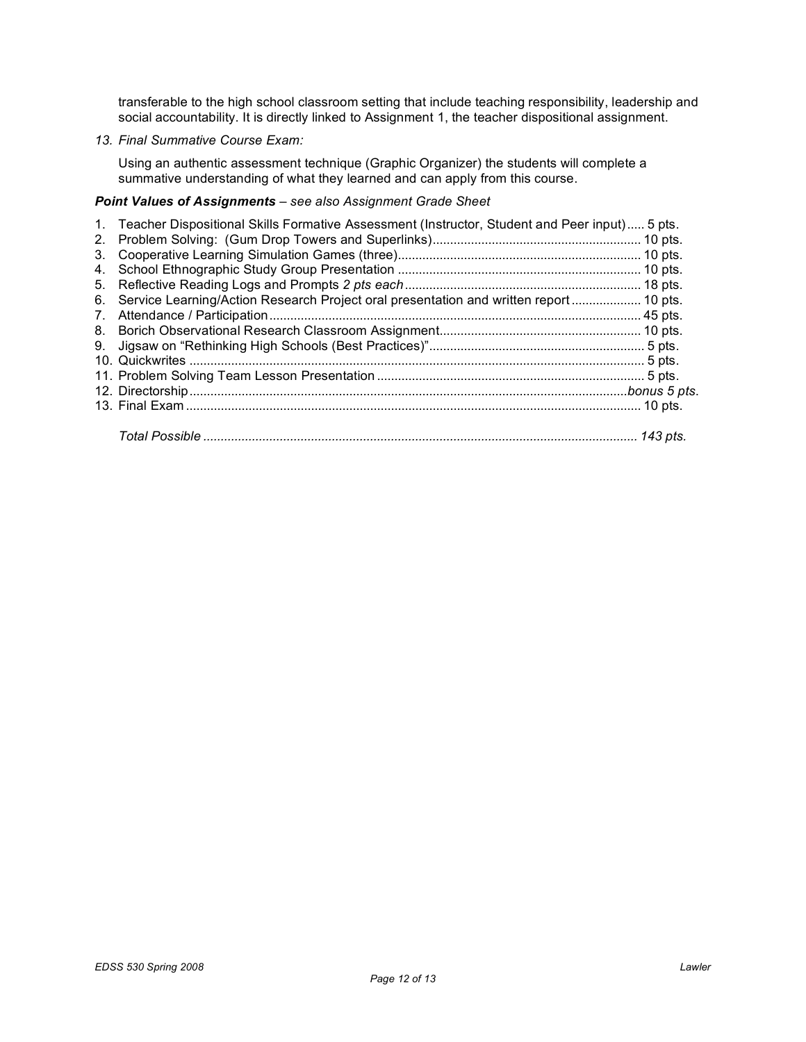transferable to the high school classroom setting that include teaching responsibility, leadership and social accountability. It is directly linked to Assignment 1, the teacher dispositional assignment.

*13. Final Summative Course Exam:*

Using an authentic assessment technique (Graphic Organizer) the students will complete a summative understanding of what they learned and can apply from this course.

***Point Values of Assignments*** *– see also Assignment Grade Sheet*

1. Teacher Dispositional Skills Formative Assessment (Instructor, Student and Peer input) ..... 5 pts.
2. Problem Solving: (Gum Drop Towers and Superlinks) ........ 10 pts.
3. Cooperative Learning Simulation Games (three) ........ 10 pts.
4. School Ethnographic Study Group Presentation ........ 10 pts.
5. Reflective Reading Logs and Prompts *2 pts each* ........ 18 pts.
6. Service Learning/Action Research Project oral presentation and written report ........ 10 pts.
7. Attendance / Participation ........ 45 pts.
8. Borich Observational Research Classroom Assignment ........ 10 pts.
9. Jigsaw on "Rethinking High Schools (Best Practices)" ........ 5 pts.
10. Quickwrites ........ 5 pts.
11. Problem Solving Team Lesson Presentation ........ 5 pts.
12. Directorship ........ *bonus 5 pts.*
13. Final Exam ........ 10 pts.

*Total Possible ........ 143 pts.*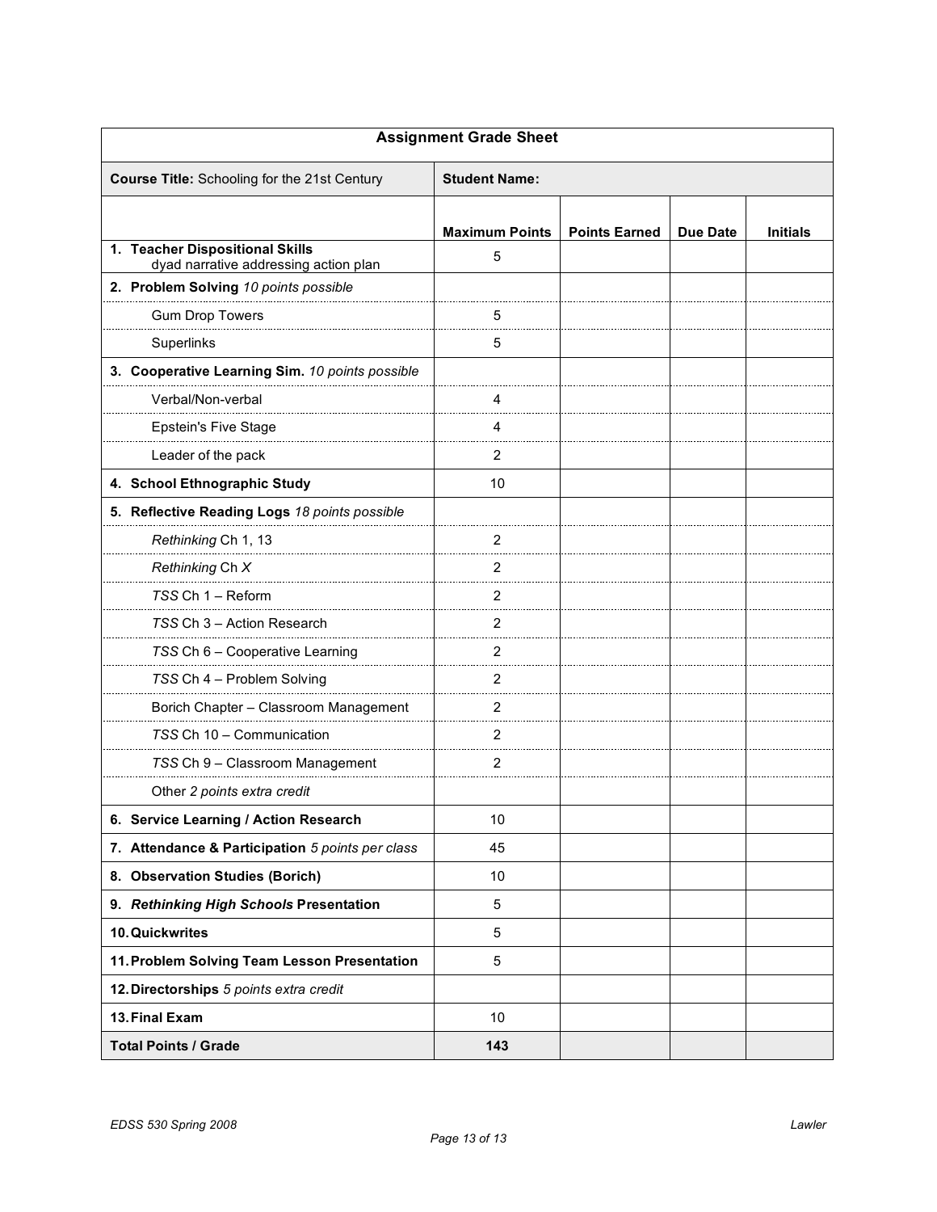| Assignment Grade Sheet | | | | |
|---|---|---|---|---|
| **Course Title:** Schooling for the 21st Century | **Student Name:** | | | |
| | **Maximum Points** | **Points Earned** | **Due Date** | **Initials** |
| **1. Teacher Dispositional Skills** dyad narrative addressing action plan | 5 | | | |
| **2. Problem Solving** *10 points possible* | | | | |
| Gum Drop Towers | 5 | | | |
| Superlinks | 5 | | | |
| **3. Cooperative Learning Sim.** *10 points possible* | | | | |
| Verbal/Non-verbal | 4 | | | |
| Epstein's Five Stage | 4 | | | |
| Leader of the pack | 2 | | | |
| **4. School Ethnographic Study** | 10 | | | |
| **5. Reflective Reading Logs** *18 points possible* | | | | |
| *Rethinking* Ch 1, 13 | 2 | | | |
| *Rethinking* Ch *X* | 2 | | | |
| *TSS* Ch 1 – Reform | 2 | | | |
| *TSS* Ch 3 – Action Research | 2 | | | |
| *TSS* Ch 6 – Cooperative Learning | 2 | | | |
| *TSS* Ch 4 – Problem Solving | 2 | | | |
| Borich Chapter – Classroom Management | 2 | | | |
| *TSS* Ch 10 – Communication | 2 | | | |
| *TSS* Ch 9 – Classroom Management | 2 | | | |
| Other *2 points extra credit* | | | | |
| **6. Service Learning / Action Research** | 10 | | | |
| **7. Attendance & Participation** *5 points per class* | 45 | | | |
| **8. Observation Studies (Borich)** | 10 | | | |
| **9. *Rethinking High Schools* Presentation** | 5 | | | |
| **10. Quickwrites** | 5 | | | |
| **11. Problem Solving Team Lesson Presentation** | 5 | | | |
| **12. Directorships** *5 points extra credit* | | | | |
| **13. Final Exam** | 10 | | | |
| **Total Points / Grade** | **143** | | | |